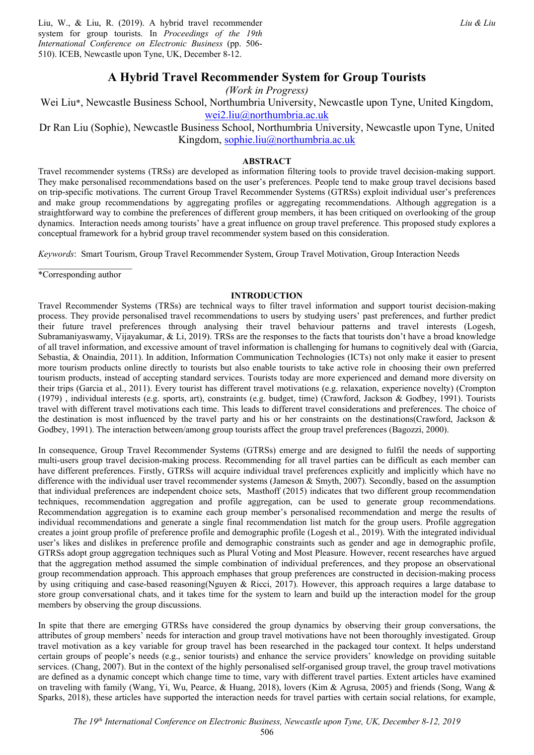Liu, W., & Liu, R. (2019). A hybrid travel recommender system for group tourists. In *Proceedings of the 19th International Conference on Electronic Business* (pp. 506-510). ICEB, Newcastle upon Tyne, UK, December 8-12.

# A Hybrid Travel Recommender System for Group Tourists

*(Work in Progress)*

Wei Liu*, Newcastle Business School, Northumbria University, Newcastle upon Tyne, United Kingdom, wei2.liu@northumbria.ac.uk

Dr Ran Liu (Sophie), Newcastle Business School, Northumbria University, Newcastle upon Tyne, United Kingdom, sophie.liu@northumbria.ac.uk

## ABSTRACT

Travel recommender systems (TRSs) are developed as information filtering tools to provide travel decision-making support. They make personalised recommendations based on the user's preferences. People tend to make group travel decisions based on trip-specific motivations. The current Group Travel Recommender Systems (GTRSs) exploit individual user's preferences and make group recommendations by aggregating profiles or aggregating recommendations. Although aggregation is a straightforward way to combine the preferences of different group members, it has been critiqued on overlooking of the group dynamics. Interaction needs among tourists' have a great influence on group travel preference. This proposed study explores a conceptual framework for a hybrid group travel recommender system based on this consideration.

*Keywords*: Smart Tourism, Group Travel Recommender System, Group Travel Motivation, Group Interaction Needs

*Corresponding author

## INTRODUCTION

Travel Recommender Systems (TRSs) are technical ways to filter travel information and support tourist decision-making process. They provide personalised travel recommendations to users by studying users' past preferences, and further predict their future travel preferences through analysing their travel behaviour patterns and travel interests (Logesh, Subramaniyaswamy, Vijayakumar, & Li, 2019). TRSs are the responses to the facts that tourists don't have a broad knowledge of all travel information, and excessive amount of travel information is challenging for humans to cognitively deal with (Garcia, Sebastia, & Onaindia, 2011). In addition, Information Communication Technologies (ICTs) not only make it easier to present more tourism products online directly to tourists but also enable tourists to take active role in choosing their own preferred tourism products, instead of accepting standard services. Tourists today are more experienced and demand more diversity on their trips (Garcia et al., 2011). Every tourist has different travel motivations (e.g. relaxation, experience novelty) (Crompton (1979) , individual interests (e.g. sports, art), constraints (e.g. budget, time) (Crawford, Jackson & Godbey, 1991). Tourists travel with different travel motivations each time. This leads to different travel considerations and preferences. The choice of the destination is most influenced by the travel party and his or her constraints on the destinations(Crawford, Jackson & Godbey, 1991). The interaction between/among group tourists affect the group travel preferences (Bagozzi, 2000).

In consequence, Group Travel Recommender Systems (GTRSs) emerge and are designed to fulfil the needs of supporting multi-users group travel decision-making process. Recommending for all travel parties can be difficult as each member can have different preferences. Firstly, GTRSs will acquire individual travel preferences explicitly and implicitly which have no difference with the individual user travel recommender systems (Jameson & Smyth, 2007). Secondly, based on the assumption that individual preferences are independent choice sets, Masthoff (2015) indicates that two different group recommendation techniques, recommendation aggregation and profile aggregation, can be used to generate group recommendations. Recommendation aggregation is to examine each group member's personalised recommendation and merge the results of individual recommendations and generate a single final recommendation list match for the group users. Profile aggregation creates a joint group profile of preference profile and demographic profile (Logesh et al., 2019). With the integrated individual user's likes and dislikes in preference profile and demographic constraints such as gender and age in demographic profile, GTRSs adopt group aggregation techniques such as Plural Voting and Most Pleasure. However, recent researches have argued that the aggregation method assumed the simple combination of individual preferences, and they propose an observational group recommendation approach. This approach emphases that group preferences are constructed in decision-making process by using critiquing and case-based reasoning(Nguyen & Ricci, 2017). However, this approach requires a large database to store group conversational chats, and it takes time for the system to learn and build up the interaction model for the group members by observing the group discussions.

In spite that there are emerging GTRSs have considered the group dynamics by observing their group conversations, the attributes of group members' needs for interaction and group travel motivations have not been thoroughly investigated. Group travel motivation as a key variable for group travel has been researched in the packaged tour context. It helps understand certain groups of people's needs (e.g., senior tourists) and enhance the service providers' knowledge on providing suitable services. (Chang, 2007). But in the context of the highly personalised self-organised group travel, the group travel motivations are defined as a dynamic concept which change time to time, vary with different travel parties. Extent articles have examined on traveling with family (Wang, Yi, Wu, Pearce, & Huang, 2018), lovers (Kim & Agrusa, 2005) and friends (Song, Wang & Sparks, 2018), these articles have supported the interaction needs for travel parties with certain social relations, for example,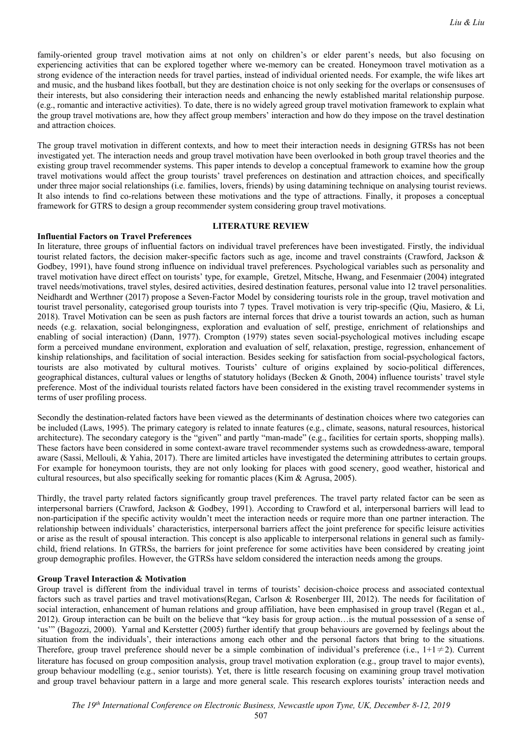family-oriented group travel motivation aims at not only on children's or elder parent's needs, but also focusing on experiencing activities that can be explored together where we-memory can be created. Honeymoon travel motivation as a strong evidence of the interaction needs for travel parties, instead of individual oriented needs. For example, the wife likes art and music, and the husband likes football, but they are destination choice is not only seeking for the overlaps or consensuses of their interests, but also considering their interaction needs and enhancing the newly established marital relationship purpose. (e.g., romantic and interactive activities). To date, there is no widely agreed group travel motivation framework to explain what the group travel motivations are, how they affect group members' interaction and how do they impose on the travel destination and attraction choices.

The group travel motivation in different contexts, and how to meet their interaction needs in designing GTRSs has not been investigated yet. The interaction needs and group travel motivation have been overlooked in both group travel theories and the existing group travel recommender systems. This paper intends to develop a conceptual framework to examine how the group travel motivations would affect the group tourists' travel preferences on destination and attraction choices, and specifically under three major social relationships (i.e. families, lovers, friends) by using datamining technique on analysing tourist reviews. It also intends to find co-relations between these motivations and the type of attractions. Finally, it proposes a conceptual framework for GTRS to design a group recommender system considering group travel motivations.

## LITERATURE REVIEW

### Influential Factors on Travel Preferences

In literature, three groups of influential factors on individual travel preferences have been investigated. Firstly, the individual tourist related factors, the decision maker-specific factors such as age, income and travel constraints (Crawford, Jackson & Godbey, 1991), have found strong influence on individual travel preferences. Psychological variables such as personality and travel motivation have direct effect on tourists' type, for example, Gretzel, Mitsche, Hwang, and Fesenmaier (2004) integrated travel needs/motivations, travel styles, desired activities, desired destination features, personal value into 12 travel personalities. Neidhardt and Werthner (2017) propose a Seven-Factor Model by considering tourists role in the group, travel motivation and tourist travel personality, categorised group tourists into 7 types. Travel motivation is very trip-specific (Qiu, Masiero, & Li, 2018). Travel Motivation can be seen as push factors are internal forces that drive a tourist towards an action, such as human needs (e.g. relaxation, social belongingness, exploration and evaluation of self, prestige, enrichment of relationships and enabling of social interaction) (Dann, 1977). Crompton (1979) states seven social-psychological motives including escape form a perceived mundane environment, exploration and evaluation of self, relaxation, prestige, regression, enhancement of kinship relationships, and facilitation of social interaction. Besides seeking for satisfaction from social-psychological factors, tourists are also motivated by cultural motives. Tourists' culture of origins explained by socio-political differences, geographical distances, cultural values or lengths of statutory holidays (Becken & Gnoth, 2004) influence tourists' travel style preference. Most of the individual tourists related factors have been considered in the existing travel recommender systems in terms of user profiling process.

Secondly the destination-related factors have been viewed as the determinants of destination choices where two categories can be included (Laws, 1995). The primary category is related to innate features (e.g., climate, seasons, natural resources, historical architecture). The secondary category is the "given" and partly "man-made" (e.g., facilities for certain sports, shopping malls). These factors have been considered in some context-aware travel recommender systems such as crowdedness-aware, temporal aware (Sassi, Mellouli, & Yahia, 2017). There are limited articles have investigated the determining attributes to certain groups. For example for honeymoon tourists, they are not only looking for places with good scenery, good weather, historical and cultural resources, but also specifically seeking for romantic places (Kim & Agrusa, 2005).

Thirdly, the travel party related factors significantly group travel preferences. The travel party related factor can be seen as interpersonal barriers (Crawford, Jackson & Godbey, 1991). According to Crawford et al, interpersonal barriers will lead to non-participation if the specific activity wouldn't meet the interaction needs or require more than one partner interaction. The relationship between individuals' characteristics, interpersonal barriers affect the joint preference for specific leisure activities or arise as the result of spousal interaction. This concept is also applicable to interpersonal relations in general such as family-child, friend relations. In GTRSs, the barriers for joint preference for some activities have been considered by creating joint group demographic profiles. However, the GTRSs have seldom considered the interaction needs among the groups.

### Group Travel Interaction & Motivation

Group travel is different from the individual travel in terms of tourists' decision-choice process and associated contextual factors such as travel parties and travel motivations(Regan, Carlson & Rosenberger III, 2012). The needs for facilitation of social interaction, enhancement of human relations and group affiliation, have been emphasised in group travel (Regan et al., 2012). Group interaction can be built on the believe that "key basis for group action…is the mutual possession of a sense of 'us'" (Bagozzi, 2000). Yarnal and Kerstetter (2005) further identify that group behaviours are governed by feelings about the situation from the individuals', their interactions among each other and the personal factors that bring to the situations. Therefore, group travel preference should never be a simple combination of individual's preference (i.e., $1+1\neq2$). Current literature has focused on group composition analysis, group travel motivation exploration (e.g., group travel to major events), group behaviour modelling (e.g., senior tourists). Yet, there is little research focusing on examining group travel motivation and group travel behaviour pattern in a large and more general scale. This research explores tourists' interaction needs and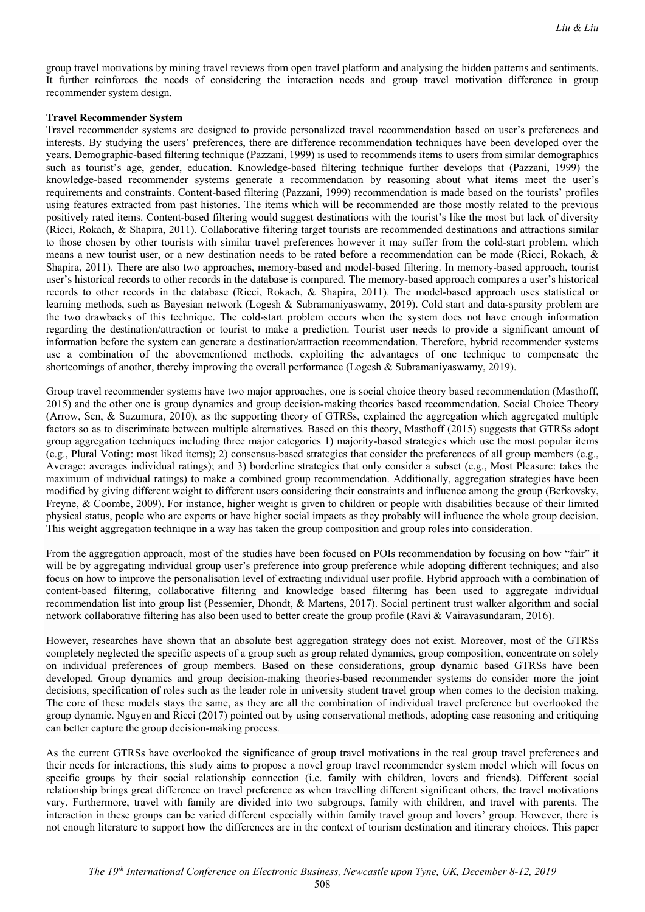group travel motivations by mining travel reviews from open travel platform and analysing the hidden patterns and sentiments. It further reinforces the needs of considering the interaction needs and group travel motivation difference in group recommender system design.

**Travel Recommender System**

Travel recommender systems are designed to provide personalized travel recommendation based on user's preferences and interests. By studying the users' preferences, there are difference recommendation techniques have been developed over the years. Demographic-based filtering technique (Pazzani, 1999) is used to recommends items to users from similar demographics such as tourist's age, gender, education. Knowledge-based filtering technique further develops that (Pazzani, 1999) the knowledge-based recommender systems generate a recommendation by reasoning about what items meet the user's requirements and constraints. Content-based filtering (Pazzani, 1999) recommendation is made based on the tourists' profiles using features extracted from past histories. The items which will be recommended are those mostly related to the previous positively rated items. Content-based filtering would suggest destinations with the tourist's like the most but lack of diversity (Ricci, Rokach, & Shapira, 2011). Collaborative filtering target tourists are recommended destinations and attractions similar to those chosen by other tourists with similar travel preferences however it may suffer from the cold-start problem, which means a new tourist user, or a new destination needs to be rated before a recommendation can be made (Ricci, Rokach, & Shapira, 2011). There are also two approaches, memory-based and model-based filtering. In memory-based approach, tourist user's historical records to other records in the database is compared. The memory-based approach compares a user's historical records to other records in the database (Ricci, Rokach, & Shapira, 2011). The model-based approach uses statistical or learning methods, such as Bayesian network (Logesh & Subramaniyaswamy, 2019). Cold start and data-sparsity problem are the two drawbacks of this technique. The cold-start problem occurs when the system does not have enough information regarding the destination/attraction or tourist to make a prediction. Tourist user needs to provide a significant amount of information before the system can generate a destination/attraction recommendation. Therefore, hybrid recommender systems use a combination of the abovementioned methods, exploiting the advantages of one technique to compensate the shortcomings of another, thereby improving the overall performance (Logesh & Subramaniyaswamy, 2019).

Group travel recommender systems have two major approaches, one is social choice theory based recommendation (Masthoff, 2015) and the other one is group dynamics and group decision-making theories based recommendation. Social Choice Theory (Arrow, Sen, & Suzumura, 2010), as the supporting theory of GTRSs, explained the aggregation which aggregated multiple factors so as to discriminate between multiple alternatives. Based on this theory, Masthoff (2015) suggests that GTRSs adopt group aggregation techniques including three major categories 1) majority-based strategies which use the most popular items (e.g., Plural Voting: most liked items); 2) consensus-based strategies that consider the preferences of all group members (e.g., Average: averages individual ratings); and 3) borderline strategies that only consider a subset (e.g., Most Pleasure: takes the maximum of individual ratings) to make a combined group recommendation. Additionally, aggregation strategies have been modified by giving different weight to different users considering their constraints and influence among the group (Berkovsky, Freyne, & Coombe, 2009). For instance, higher weight is given to children or people with disabilities because of their limited physical status, people who are experts or have higher social impacts as they probably will influence the whole group decision. This weight aggregation technique in a way has taken the group composition and group roles into consideration.

From the aggregation approach, most of the studies have been focused on POIs recommendation by focusing on how "fair" it will be by aggregating individual group user's preference into group preference while adopting different techniques; and also focus on how to improve the personalisation level of extracting individual user profile. Hybrid approach with a combination of content-based filtering, collaborative filtering and knowledge based filtering has been used to aggregate individual recommendation list into group list (Pessemier, Dhondt, & Martens, 2017). Social pertinent trust walker algorithm and social network collaborative filtering has also been used to better create the group profile (Ravi & Vairavasundaram, 2016).

However, researches have shown that an absolute best aggregation strategy does not exist. Moreover, most of the GTRSs completely neglected the specific aspects of a group such as group related dynamics, group composition, concentrate on solely on individual preferences of group members. Based on these considerations, group dynamic based GTRSs have been developed. Group dynamics and group decision-making theories-based recommender systems do consider more the joint decisions, specification of roles such as the leader role in university student travel group when comes to the decision making. The core of these models stays the same, as they are all the combination of individual travel preference but overlooked the group dynamic. Nguyen and Ricci (2017) pointed out by using conservational methods, adopting case reasoning and critiquing can better capture the group decision-making process.

As the current GTRSs have overlooked the significance of group travel motivations in the real group travel preferences and their needs for interactions, this study aims to propose a novel group travel recommender system model which will focus on specific groups by their social relationship connection (i.e. family with children, lovers and friends). Different social relationship brings great difference on travel preference as when travelling different significant others, the travel motivations vary. Furthermore, travel with family are divided into two subgroups, family with children, and travel with parents. The interaction in these groups can be varied different especially within family travel group and lovers' group. However, there is not enough literature to support how the differences are in the context of tourism destination and itinerary choices. This paper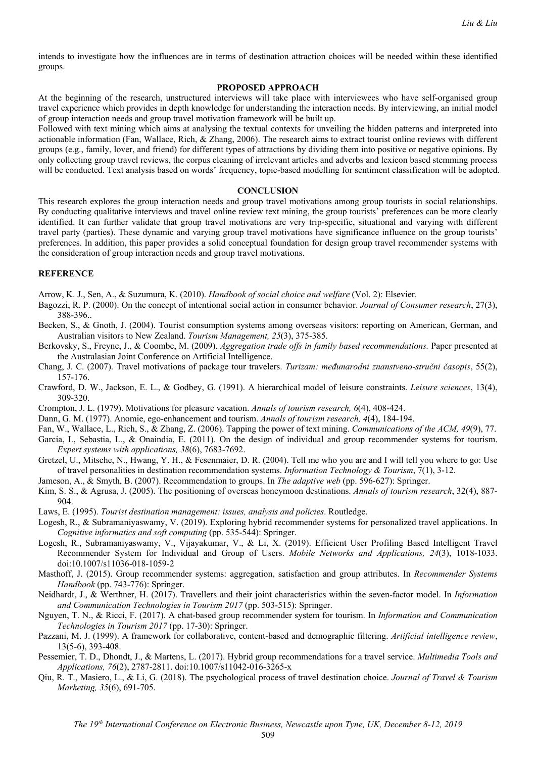intends to investigate how the influences are in terms of destination attraction choices will be needed within these identified groups.

## PROPOSED APPROACH

At the beginning of the research, unstructured interviews will take place with interviewees who have self-organised group travel experience which provides in depth knowledge for understanding the interaction needs. By interviewing, an initial model of group interaction needs and group travel motivation framework will be built up.

Followed with text mining which aims at analysing the textual contexts for unveiling the hidden patterns and interpreted into actionable information (Fan, Wallace, Rich, & Zhang, 2006). The research aims to extract tourist online reviews with different groups (e.g., family, lover, and friend) for different types of attractions by dividing them into positive or negative opinions. By only collecting group travel reviews, the corpus cleaning of irrelevant articles and adverbs and lexicon based stemming process will be conducted. Text analysis based on words' frequency, topic-based modelling for sentiment classification will be adopted.

## CONCLUSION

This research explores the group interaction needs and group travel motivations among group tourists in social relationships. By conducting qualitative interviews and travel online review text mining, the group tourists' preferences can be more clearly identified. It can further validate that group travel motivations are very trip-specific, situational and varying with different travel party (parties). These dynamic and varying group travel motivations have significance influence on the group tourists' preferences. In addition, this paper provides a solid conceptual foundation for design group travel recommender systems with the consideration of group interaction needs and group travel motivations.

## REFERENCE

Arrow, K. J., Sen, A., & Suzumura, K. (2010). *Handbook of social choice and welfare* (Vol. 2): Elsevier.

Bagozzi, R. P. (2000). On the concept of intentional social action in consumer behavior. *Journal of Consumer research*, 27(3), 388-396..

Becken, S., & Gnoth, J. (2004). Tourist consumption systems among overseas visitors: reporting on American, German, and Australian visitors to New Zealand. *Tourism Management, 25*(3), 375-385.

Berkovsky, S., Freyne, J., & Coombe, M. (2009). *Aggregation trade offs in family based recommendations.* Paper presented at the Australasian Joint Conference on Artificial Intelligence.

Chang, J. C. (2007). Travel motivations of package tour travelers. *Turizam: međunarodni znanstveno-stručni časopis*, 55(2), 157-176.

Crawford, D. W., Jackson, E. L., & Godbey, G. (1991). A hierarchical model of leisure constraints. *Leisure sciences*, 13(4), 309-320.

Crompton, J. L. (1979). Motivations for pleasure vacation. *Annals of tourism research, 6*(4), 408-424.

Dann, G. M. (1977). Anomie, ego-enhancement and tourism. *Annals of tourism research, 4*(4), 184-194.

Fan, W., Wallace, L., Rich, S., & Zhang, Z. (2006). Tapping the power of text mining. *Communications of the ACM, 49*(9), 77.

Garcia, I., Sebastia, L., & Onaindia, E. (2011). On the design of individual and group recommender systems for tourism. *Expert systems with applications, 38*(6), 7683-7692.

Gretzel, U., Mitsche, N., Hwang, Y. H., & Fesenmaier, D. R. (2004). Tell me who you are and I will tell you where to go: Use of travel personalities in destination recommendation systems. *Information Technology & Tourism*, 7(1), 3-12.

Jameson, A., & Smyth, B. (2007). Recommendation to groups. In *The adaptive web* (pp. 596-627): Springer.

Kim, S. S., & Agrusa, J. (2005). The positioning of overseas honeymoon destinations. *Annals of tourism research*, 32(4), 887-904.

Laws, E. (1995). *Tourist destination management: issues, analysis and policies*. Routledge.

Logesh, R., & Subramaniyaswamy, V. (2019). Exploring hybrid recommender systems for personalized travel applications. In *Cognitive informatics and soft computing* (pp. 535-544): Springer.

Logesh, R., Subramaniyaswamy, V., Vijayakumar, V., & Li, X. (2019). Efficient User Profiling Based Intelligent Travel Recommender System for Individual and Group of Users. *Mobile Networks and Applications, 24*(3), 1018-1033. doi:10.1007/s11036-018-1059-2

Masthoff, J. (2015). Group recommender systems: aggregation, satisfaction and group attributes. In *Recommender Systems Handbook* (pp. 743-776): Springer.

Neidhardt, J., & Werthner, H. (2017). Travellers and their joint characteristics within the seven-factor model. In *Information and Communication Technologies in Tourism 2017* (pp. 503-515): Springer.

Nguyen, T. N., & Ricci, F. (2017). A chat-based group recommender system for tourism. In *Information and Communication Technologies in Tourism 2017* (pp. 17-30): Springer.

Pazzani, M. J. (1999). A framework for collaborative, content-based and demographic filtering. *Artificial intelligence review*, 13(5-6), 393-408.

Pessemier, T. D., Dhondt, J., & Martens, L. (2017). Hybrid group recommendations for a travel service. *Multimedia Tools and Applications, 76*(2), 2787-2811. doi:10.1007/s11042-016-3265-x

Qiu, R. T., Masiero, L., & Li, G. (2018). The psychological process of travel destination choice. *Journal of Travel & Tourism Marketing, 35*(6), 691-705.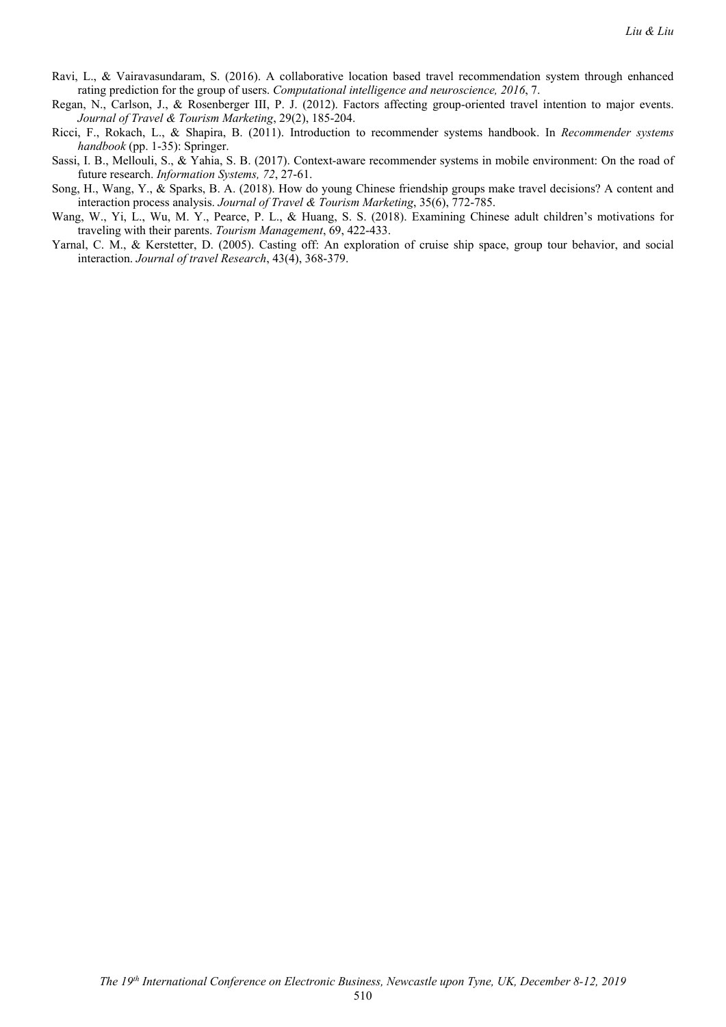Ravi, L., & Vairavasundaram, S. (2016). A collaborative location based travel recommendation system through enhanced rating prediction for the group of users. *Computational intelligence and neuroscience, 2016*, 7.

Regan, N., Carlson, J., & Rosenberger III, P. J. (2012). Factors affecting group-oriented travel intention to major events. *Journal of Travel & Tourism Marketing*, 29(2), 185-204.

Ricci, F., Rokach, L., & Shapira, B. (2011). Introduction to recommender systems handbook. In *Recommender systems handbook* (pp. 1-35): Springer.

Sassi, I. B., Mellouli, S., & Yahia, S. B. (2017). Context-aware recommender systems in mobile environment: On the road of future research. *Information Systems, 72*, 27-61.

Song, H., Wang, Y., & Sparks, B. A. (2018). How do young Chinese friendship groups make travel decisions? A content and interaction process analysis. *Journal of Travel & Tourism Marketing*, 35(6), 772-785.

Wang, W., Yi, L., Wu, M. Y., Pearce, P. L., & Huang, S. S. (2018). Examining Chinese adult children's motivations for traveling with their parents. *Tourism Management*, 69, 422-433.

Yarnal, C. M., & Kerstetter, D. (2005). Casting off: An exploration of cruise ship space, group tour behavior, and social interaction. *Journal of travel Research*, 43(4), 368-379.